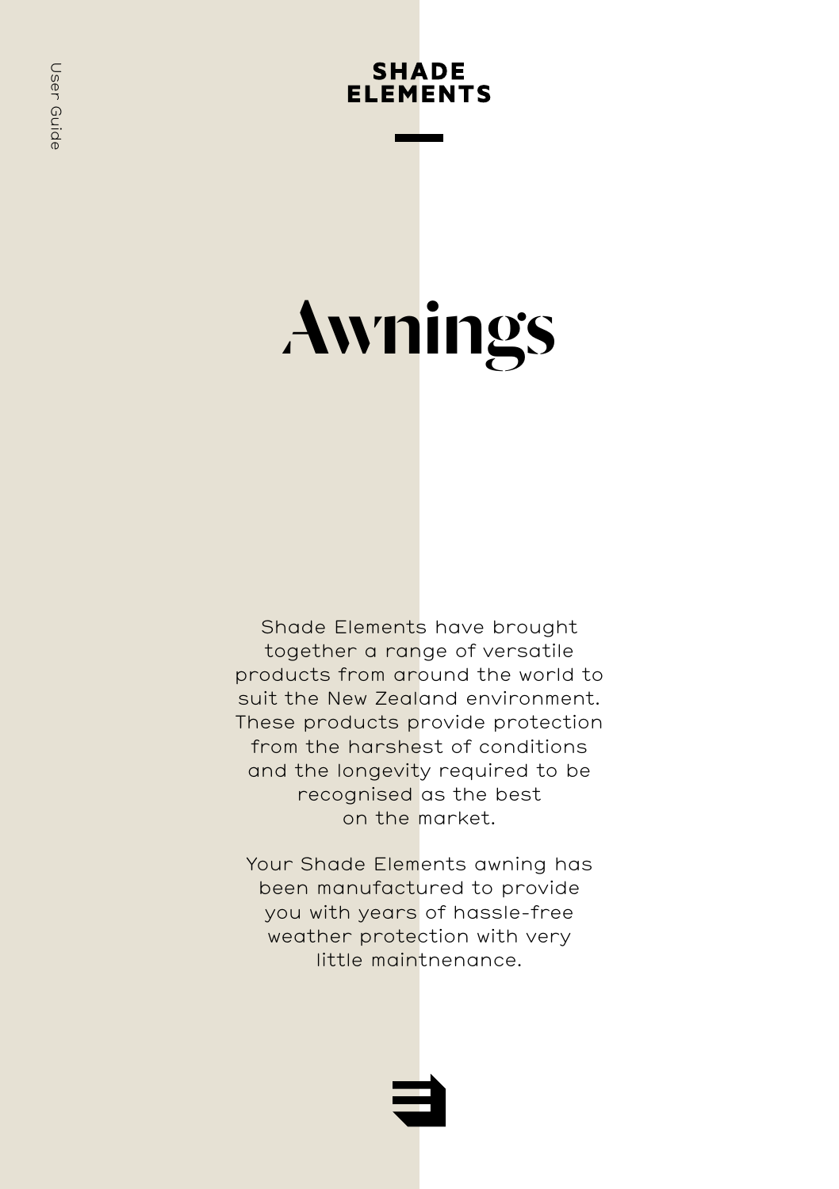User Guide

**SHADE ELEMENTS**

# Awnings

Shade Elements have brought together a range of versatile products from around the world to suit the New Zealand environment. These products provide protection from the harshest of conditions and the longevity required to be recognised as the best on the market.

Your Shade Elements awning has been manufactured to provide you with years of hassle-free weather protection with very little maintnenance.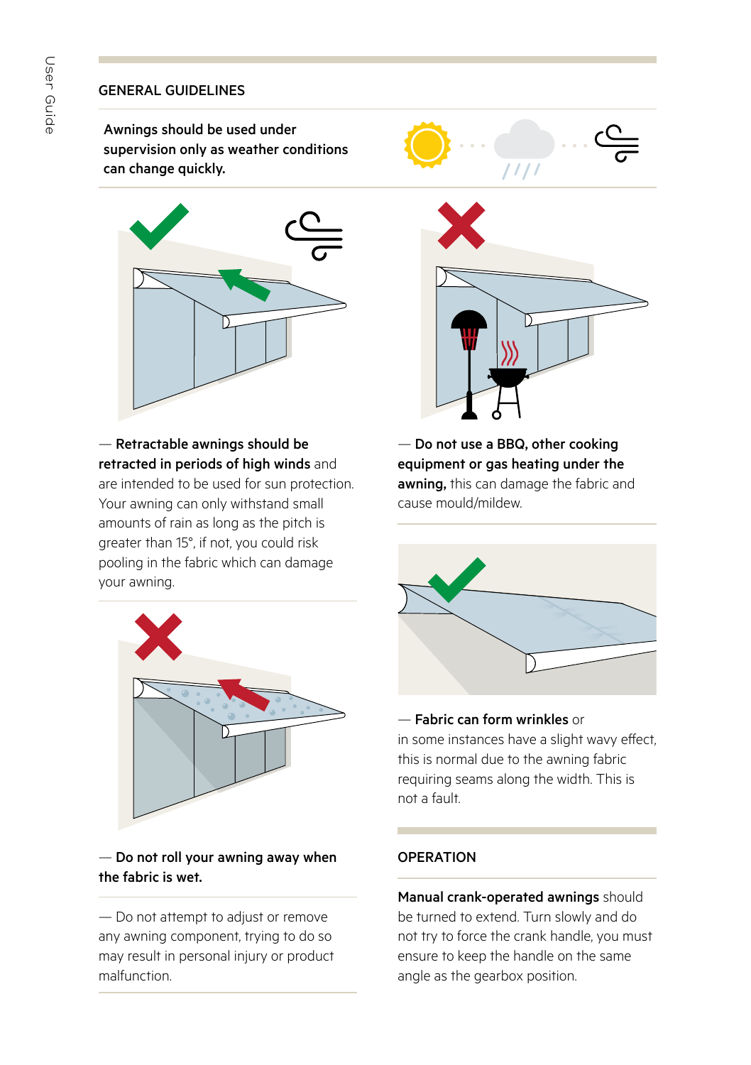## GENERAL GUIDELINES

**Awnings should be used under supervision only as weather conditions can change quickly.**

— **Retractable awnings should be retracted in periods of high winds** and are intended to be used for sun protection. Your awning can only withstand small amounts of rain as long as the pitch is greater than 15°, if not, you could risk pooling in the fabric which can damage your awning.

— **Do not use a BBQ, other cooking equipment or gas heating under the awning,** this can damage the fabric and cause mould/mildew.

— **Do not roll your awning away when the fabric is wet.**

— Do not attempt to adjust or remove any awning component, trying to do so may result in personal injury or product malfunction.

— **Fabric can form wrinkles** or in some instances have a slight wavy effect, this is normal due to the awning fabric requiring seams along the width. This is not a fault.

## OPERATION

**Manual crank-operated awnings** should be turned to extend. Turn slowly and do not try to force the crank handle, you must ensure to keep the handle on the same angle as the gearbox position.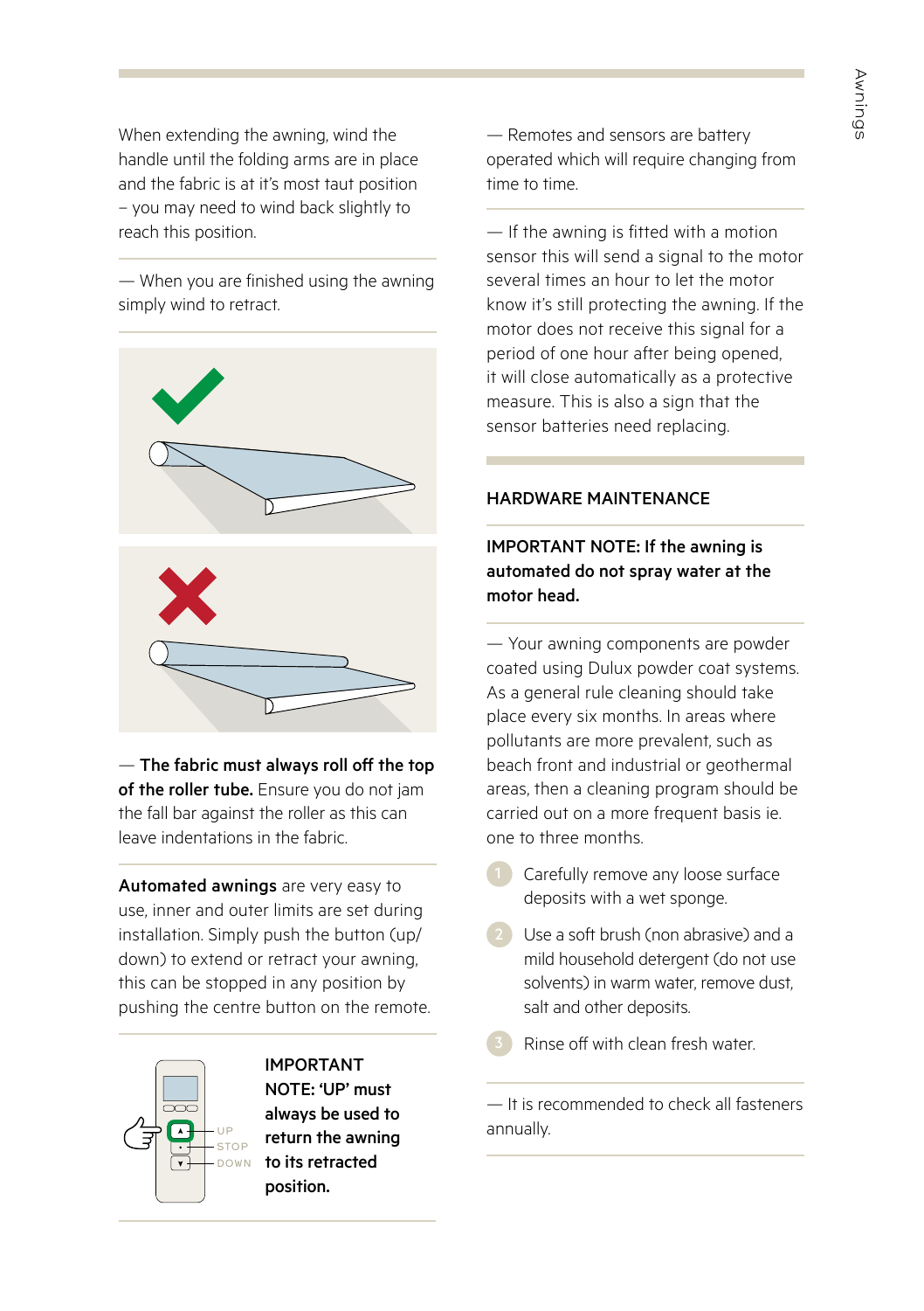When extending the awning, wind the handle until the folding arms are in place and the fabric is at it's most taut position – you may need to wind back slightly to reach this position.

— When you are finished using the awning simply wind to retract.

— **The fabric must always roll off the top of the roller tube.** Ensure you do not jam the fall bar against the roller as this can leave indentations in the fabric.

**Automated awnings** are very easy to use, inner and outer limits are set during installation. Simply push the button (up/down) to extend or retract your awning, this can be stopped in any position by pushing the centre button on the remote.

**IMPORTANT NOTE: 'UP' must always be used to return the awning to its retracted position.**

— Remotes and sensors are battery operated which will require changing from time to time.

— If the awning is fitted with a motion sensor this will send a signal to the motor several times an hour to let the motor know it's still protecting the awning. If the motor does not receive this signal for a period of one hour after being opened, it will close automatically as a protective measure. This is also a sign that the sensor batteries need replacing.

## HARDWARE MAINTENANCE

**IMPORTANT NOTE: If the awning is automated do not spray water at the motor head.**

— Your awning components are powder coated using Dulux powder coat systems. As a general rule cleaning should take place every six months. In areas where pollutants are more prevalent, such as beach front and industrial or geothermal areas, then a cleaning program should be carried out on a more frequent basis ie. one to three months.

1. Carefully remove any loose surface deposits with a wet sponge.
2. Use a soft brush (non abrasive) and a mild household detergent (do not use solvents) in warm water, remove dust, salt and other deposits.
3. Rinse off with clean fresh water.

— It is recommended to check all fasteners annually.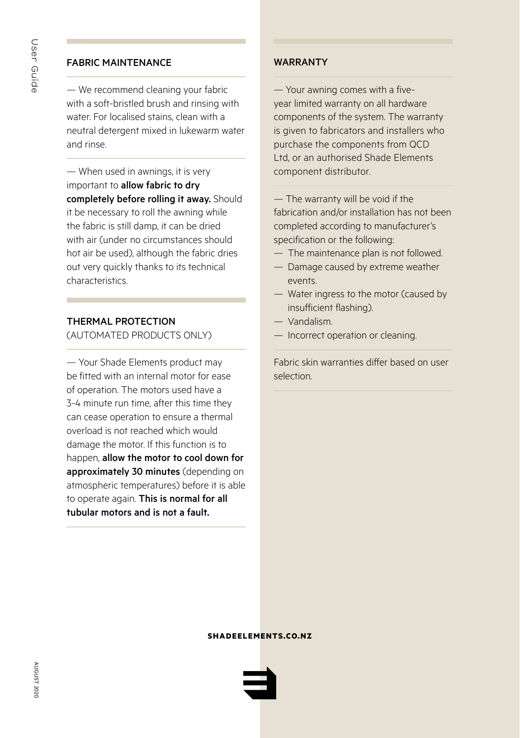## FABRIC MAINTENANCE

— We recommend cleaning your fabric with a soft-bristled brush and rinsing with water. For localised stains, clean with a neutral detergent mixed in lukewarm water and rinse.

— When used in awnings, it is very important to **allow fabric to dry completely before rolling it away.** Should it be necessary to roll the awning while the fabric is still damp, it can be dried with air (under no circumstances should hot air be used), although the fabric dries out very quickly thanks to its technical characteristics.

## THERMAL PROTECTION

(AUTOMATED PRODUCTS ONLY)

— Your Shade Elements product may be fitted with an internal motor for ease of operation. The motors used have a 3-4 minute run time, after this time they can cease operation to ensure a thermal overload is not reached which would damage the motor. If this function is to happen, **allow the motor to cool down for approximately 30 minutes** (depending on atmospheric temperatures) before it is able to operate again. **This is normal for all tubular motors and is not a fault.**

## WARRANTY

— Your awning comes with a five-year limited warranty on all hardware components of the system. The warranty is given to fabricators and installers who purchase the components from QCD Ltd, or an authorised Shade Elements component distributor.

— The warranty will be void if the fabrication and/or installation has not been completed according to manufacturer's specification or the following:

- The maintenance plan is not followed.
- Damage caused by extreme weather events.
- Water ingress to the motor (caused by insufficient flashing).
- Vandalism.
- Incorrect operation or cleaning.

Fabric skin warranties differ based on user selection.

**SHADEELEMENTS.CO.NZ**